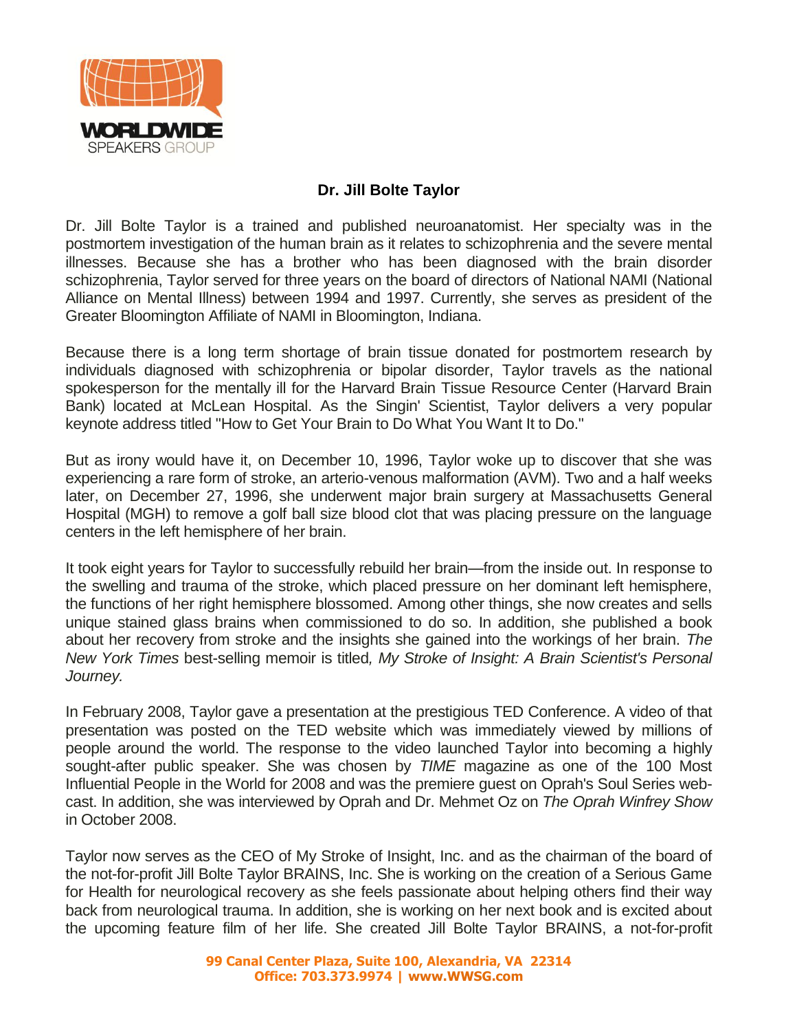# Dr. Jill Bolte Taylor

Dr. Jill Bolte Taylor is a trained and published neuroanatomist. Her specialty was in the postmortem investigation of the human brain as it relates to schizophrenia and the severe mental illnesses. Because she has a brother who has been diagnosed with the brain disorder schizophrenia, Taylor served for three years on the board of directors of National NAMI (National Alliance on Mental Illness) between 1994 and 1997. Currently, she serves as president of the Greater Bloomington Affiliate of NAMI in Bloomington, Indiana.

Because there is a long term shortage of brain tissue donated for postmortem research by individuals diagnosed with schizophrenia or bipolar disorder, Taylor travels as the national spokesperson for the mentally ill for the Harvard Brain Tissue Resource Center (Harvard Brain Bank) located at McLean Hospital. As the Singin' Scientist, Taylor delivers a very popular keynote address titled "How to Get Your Brain to Do What You Want It to Do."

But as irony would have it, on December 10, 1996, Taylor woke up to discover that she was experiencing a rare form of stroke, an arterio-venous malformation (AVM). Two and a half weeks later, on December 27, 1996, she underwent major brain surgery at Massachusetts General Hospital (MGH) to remove a golf ball size blood clot that was placing pressure on the language centers in the left hemisphere of her brain.

It took eight years for Taylor to successfully rebuild her brain—from the inside out. In response to the swelling and trauma of the stroke, which placed pressure on her dominant left hemisphere, the functions of her right hemisphere blossomed. Among other things, she now creates and sells unique stained glass brains when commissioned to do so. In addition, she published a book about her recovery from stroke and the insights she gained into the workings of her brain. *The New York Times* best-selling memoir is titled*, My Stroke of Insight: A Brain Scientist's Personal Journey.*

In February 2008, Taylor gave a presentation at the prestigious TED Conference. A video of that presentation was posted on the TED website which was immediately viewed by millions of people around the world. The response to the video launched Taylor into becoming a highly sought-after public speaker. She was chosen by *TIME* magazine as one of the 100 Most Influential People in the World for 2008 and was the premiere guest on Oprah's Soul Series web-cast. In addition, she was interviewed by Oprah and Dr. Mehmet Oz on *The Oprah Winfrey Show* in October 2008.

Taylor now serves as the CEO of My Stroke of Insight, Inc. and as the chairman of the board of the not-for-profit Jill Bolte Taylor BRAINS, Inc. She is working on the creation of a Serious Game for Health for neurological recovery as she feels passionate about helping others find their way back from neurological trauma. In addition, she is working on her next book and is excited about the upcoming feature film of her life. She created Jill Bolte Taylor BRAINS, a not-for-profit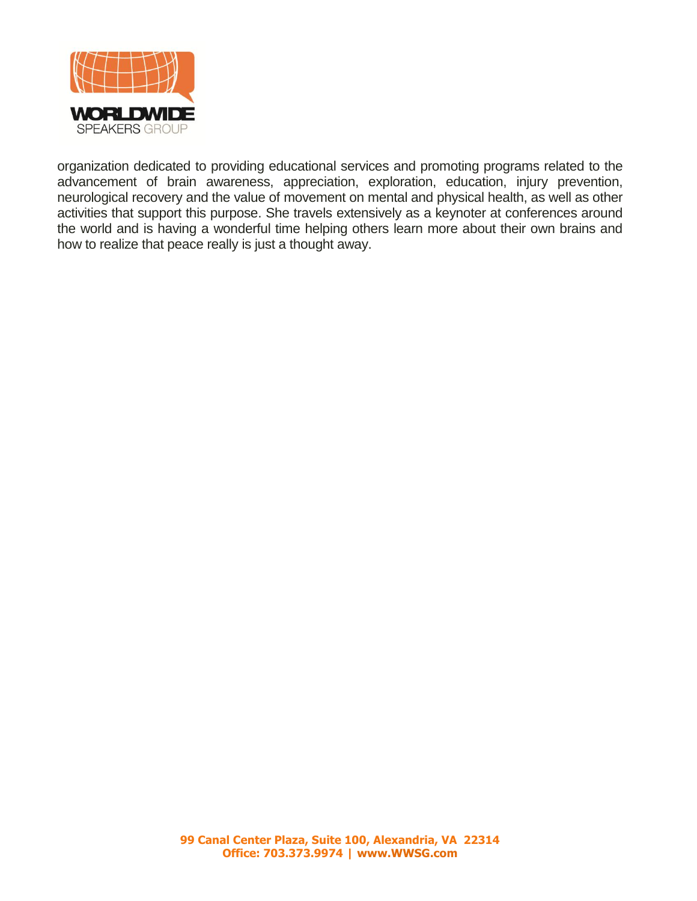organization dedicated to providing educational services and promoting programs related to the advancement of brain awareness, appreciation, exploration, education, injury prevention, neurological recovery and the value of movement on mental and physical health, as well as other activities that support this purpose. She travels extensively as a keynoter at conferences around the world and is having a wonderful time helping others learn more about their own brains and how to realize that peace really is just a thought away.